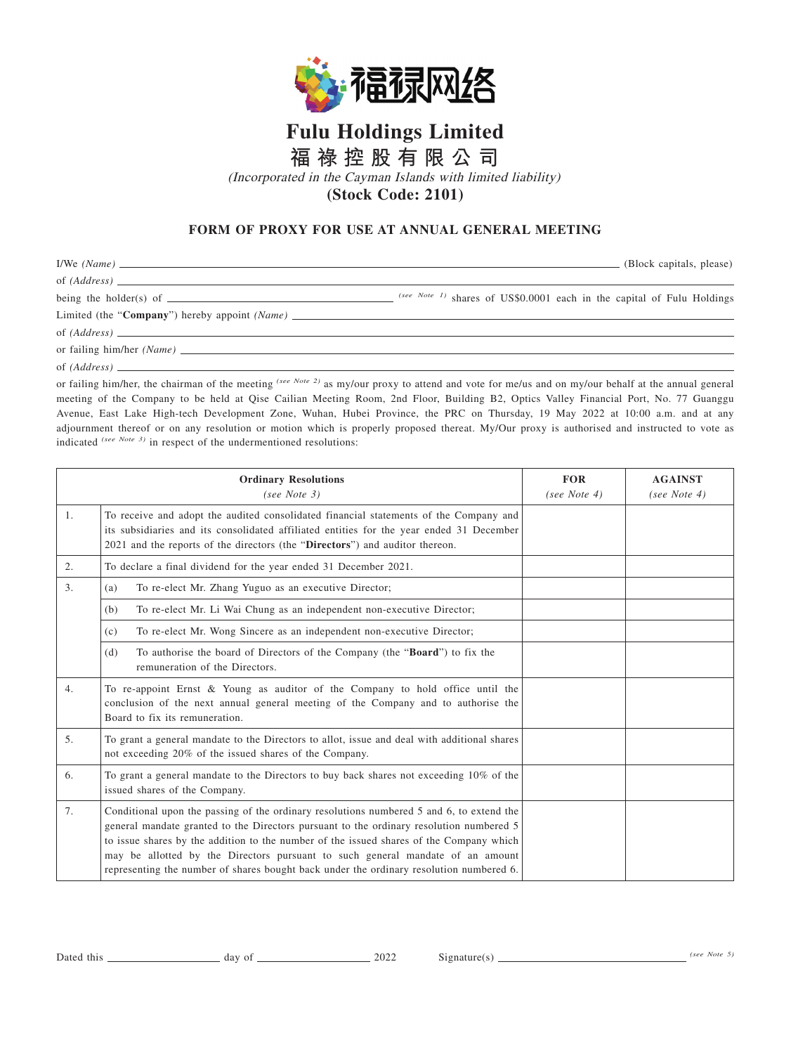# Fulu Holdings Limited

# 福 祿 控 股 有 限 公 司

*(Incorporated in the Cayman Islands with limited liability)*

**(Stock Code: 2101)**

## FORM OF PROXY FOR USE AT ANNUAL GENERAL MEETING

I/We *(Name)* ______________________________ (Block capitals, please)

of *(Address)* ______________________________

being the holder(s) of ______________ *(see Note 1)* shares of US$0.0001 each in the capital of Fulu Holdings Limited (the "**Company**") hereby appoint *(Name)* ______________________________

of *(Address)* ______________________________

or failing him/her *(Name)* ______________________________

of *(Address)* ______________________________

or failing him/her, the chairman of the meeting *(see Note 2)* as my/our proxy to attend and vote for me/us and on my/our behalf at the annual general meeting of the Company to be held at Qise Cailian Meeting Room, 2nd Floor, Building B2, Optics Valley Financial Port, No. 77 Guanggu Avenue, East Lake High-tech Development Zone, Wuhan, Hubei Province, the PRC on Thursday, 19 May 2022 at 10:00 a.m. and at any adjournment thereof or on any resolution or motion which is properly proposed thereat. My/Our proxy is authorised and instructed to vote as indicated *(see Note 3)* in respect of the undermentioned resolutions:

| | **Ordinary Resolutions** *(see Note 3)* | **FOR** *(see Note 4)* | **AGAINST** *(see Note 4)* |
|---|---|---|---|
| 1. | To receive and adopt the audited consolidated financial statements of the Company and its subsidiaries and its consolidated affiliated entities for the year ended 31 December 2021 and the reports of the directors (the "**Directors**") and auditor thereon. | | |
| 2. | To declare a final dividend for the year ended 31 December 2021. | | |
| 3. | (a) To re-elect Mr. Zhang Yuguo as an executive Director; | | |
| | (b) To re-elect Mr. Li Wai Chung as an independent non-executive Director; | | |
| | (c) To re-elect Mr. Wong Sincere as an independent non-executive Director; | | |
| | (d) To authorise the board of Directors of the Company (the "**Board**") to fix the remuneration of the Directors. | | |
| 4. | To re-appoint Ernst & Young as auditor of the Company to hold office until the conclusion of the next annual general meeting of the Company and to authorise the Board to fix its remuneration. | | |
| 5. | To grant a general mandate to the Directors to allot, issue and deal with additional shares not exceeding 20% of the issued shares of the Company. | | |
| 6. | To grant a general mandate to the Directors to buy back shares not exceeding 10% of the issued shares of the Company. | | |
| 7. | Conditional upon the passing of the ordinary resolutions numbered 5 and 6, to extend the general mandate granted to the Directors pursuant to the ordinary resolution numbered 5 to issue shares by the addition to the number of the issued shares of the Company which may be allotted by the Directors pursuant to such general mandate of an amount representing the number of shares bought back under the ordinary resolution numbered 6. | | |

Dated this ______________ day of ______________ 2022 Signature(s) ______________________ *(see Note 5)*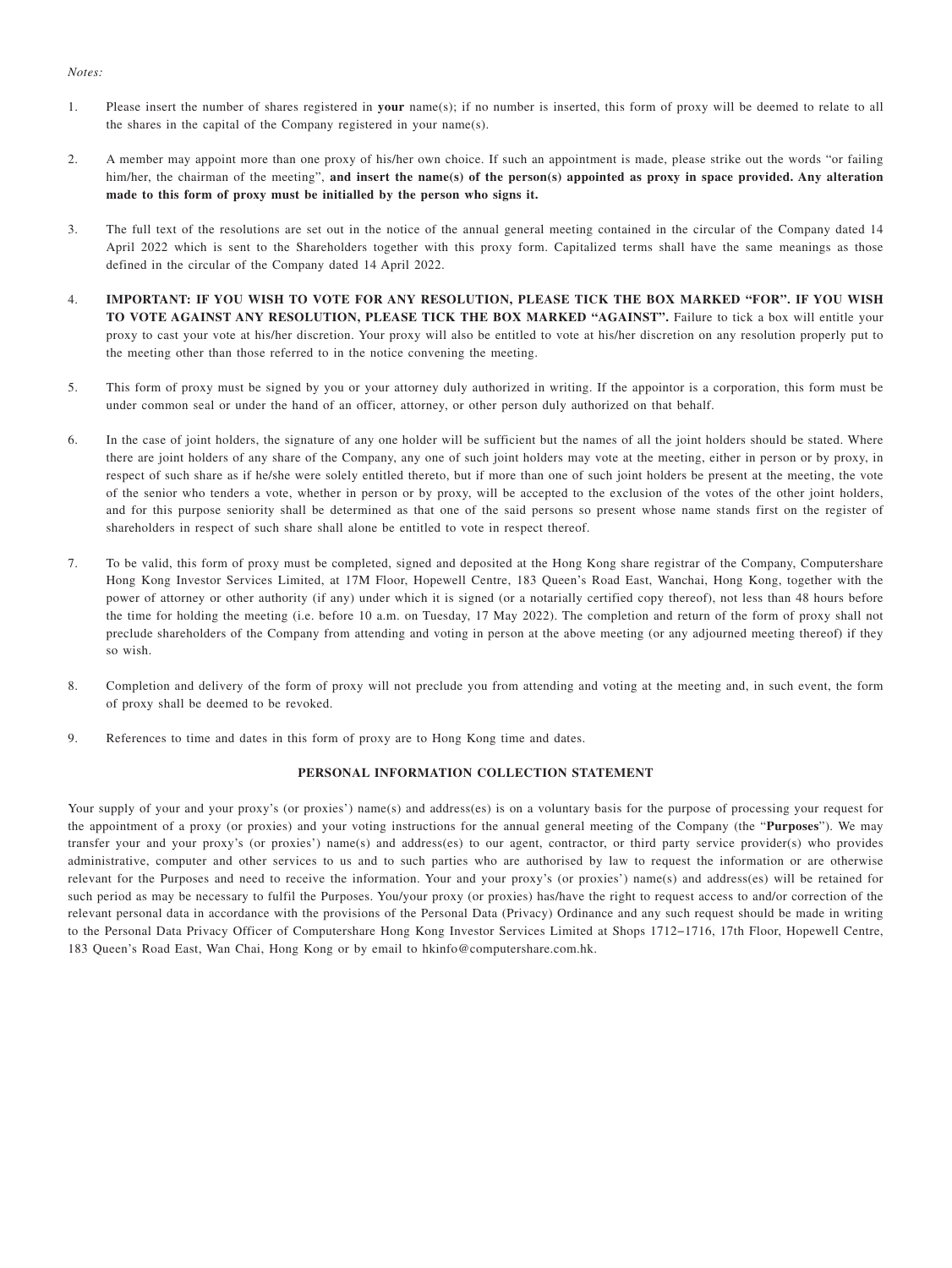*Notes:*

1. Please insert the number of shares registered in **your** name(s); if no number is inserted, this form of proxy will be deemed to relate to all the shares in the capital of the Company registered in your name(s).

2. A member may appoint more than one proxy of his/her own choice. If such an appointment is made, please strike out the words "or failing him/her, the chairman of the meeting", **and insert the name(s) of the person(s) appointed as proxy in space provided. Any alteration made to this form of proxy must be initialled by the person who signs it.**

3. The full text of the resolutions are set out in the notice of the annual general meeting contained in the circular of the Company dated 14 April 2022 which is sent to the Shareholders together with this proxy form. Capitalized terms shall have the same meanings as those defined in the circular of the Company dated 14 April 2022.

4. **IMPORTANT: IF YOU WISH TO VOTE FOR ANY RESOLUTION, PLEASE TICK THE BOX MARKED "FOR". IF YOU WISH TO VOTE AGAINST ANY RESOLUTION, PLEASE TICK THE BOX MARKED "AGAINST".** Failure to tick a box will entitle your proxy to cast your vote at his/her discretion. Your proxy will also be entitled to vote at his/her discretion on any resolution properly put to the meeting other than those referred to in the notice convening the meeting.

5. This form of proxy must be signed by you or your attorney duly authorized in writing. If the appointor is a corporation, this form must be under common seal or under the hand of an officer, attorney, or other person duly authorized on that behalf.

6. In the case of joint holders, the signature of any one holder will be sufficient but the names of all the joint holders should be stated. Where there are joint holders of any share of the Company, any one of such joint holders may vote at the meeting, either in person or by proxy, in respect of such share as if he/she were solely entitled thereto, but if more than one of such joint holders be present at the meeting, the vote of the senior who tenders a vote, whether in person or by proxy, will be accepted to the exclusion of the votes of the other joint holders, and for this purpose seniority shall be determined as that one of the said persons so present whose name stands first on the register of shareholders in respect of such share shall alone be entitled to vote in respect thereof.

7. To be valid, this form of proxy must be completed, signed and deposited at the Hong Kong share registrar of the Company, Computershare Hong Kong Investor Services Limited, at 17M Floor, Hopewell Centre, 183 Queen's Road East, Wanchai, Hong Kong, together with the power of attorney or other authority (if any) under which it is signed (or a notarially certified copy thereof), not less than 48 hours before the time for holding the meeting (i.e. before 10 a.m. on Tuesday, 17 May 2022). The completion and return of the form of proxy shall not preclude shareholders of the Company from attending and voting in person at the above meeting (or any adjourned meeting thereof) if they so wish.

8. Completion and delivery of the form of proxy will not preclude you from attending and voting at the meeting and, in such event, the form of proxy shall be deemed to be revoked.

9. References to time and dates in this form of proxy are to Hong Kong time and dates.

## PERSONAL INFORMATION COLLECTION STATEMENT

Your supply of your and your proxy's (or proxies') name(s) and address(es) is on a voluntary basis for the purpose of processing your request for the appointment of a proxy (or proxies) and your voting instructions for the annual general meeting of the Company (the "**Purposes**"). We may transfer your and your proxy's (or proxies') name(s) and address(es) to our agent, contractor, or third party service provider(s) who provides administrative, computer and other services to us and to such parties who are authorised by law to request the information or are otherwise relevant for the Purposes and need to receive the information. Your and your proxy's (or proxies') name(s) and address(es) will be retained for such period as may be necessary to fulfil the Purposes. You/your proxy (or proxies) has/have the right to request access to and/or correction of the relevant personal data in accordance with the provisions of the Personal Data (Privacy) Ordinance and any such request should be made in writing to the Personal Data Privacy Officer of Computershare Hong Kong Investor Services Limited at Shops 1712–1716, 17th Floor, Hopewell Centre, 183 Queen's Road East, Wan Chai, Hong Kong or by email to hkinfo@computershare.com.hk.